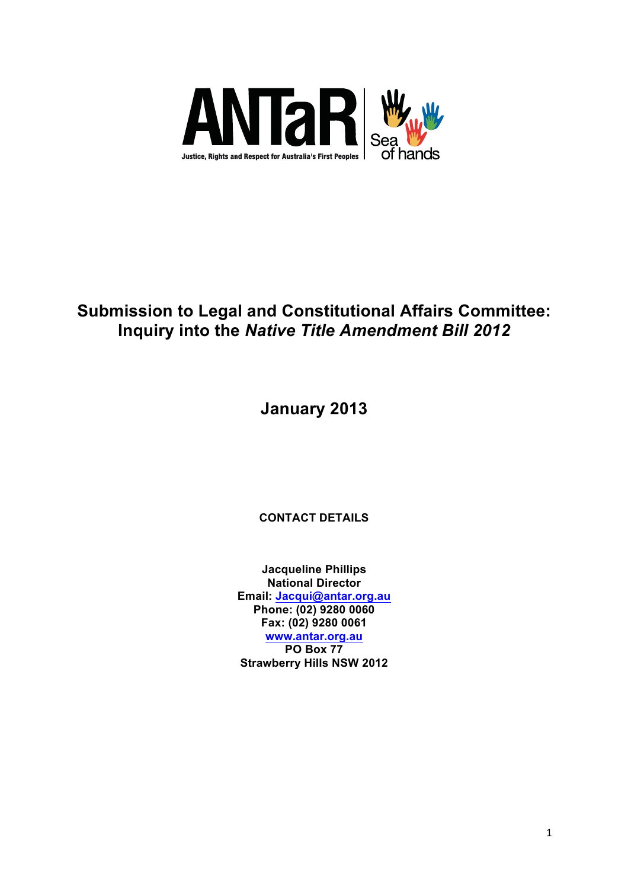ANTaR

Justice, Rights and Respect for Australia's First Peoples

Sea of hands

# Submission to Legal and Constitutional Affairs Committee: Inquiry into the *Native Title Amendment Bill 2012*

## January 2013

**CONTACT DETAILS**

**Jacqueline Phillips**
**National Director**
**Email: Jacqui@antar.org.au**
**Phone: (02) 9280 0060**
**Fax: (02) 9280 0061**
**www.antar.org.au**
**PO Box 77**
**Strawberry Hills NSW 2012**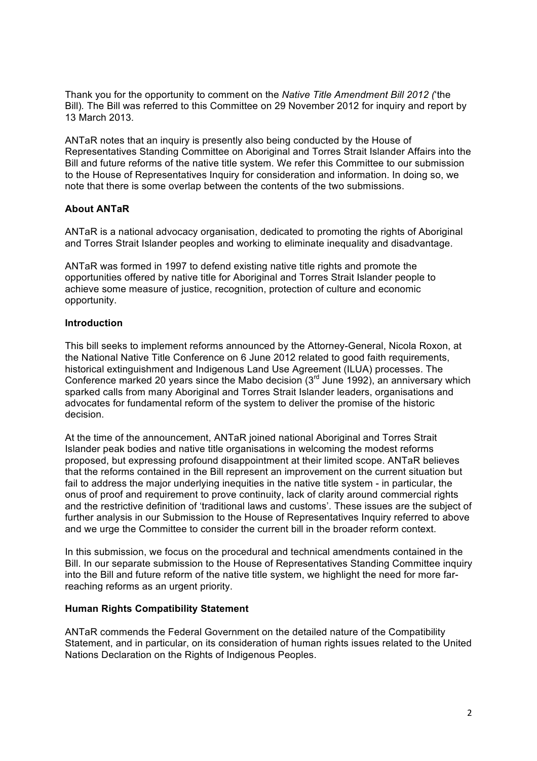Thank you for the opportunity to comment on the *Native Title Amendment Bill 2012 (*'the Bill). The Bill was referred to this Committee on 29 November 2012 for inquiry and report by 13 March 2013.

ANTaR notes that an inquiry is presently also being conducted by the House of Representatives Standing Committee on Aboriginal and Torres Strait Islander Affairs into the Bill and future reforms of the native title system. We refer this Committee to our submission to the House of Representatives Inquiry for consideration and information. In doing so, we note that there is some overlap between the contents of the two submissions.

**About ANTaR**

ANTaR is a national advocacy organisation, dedicated to promoting the rights of Aboriginal and Torres Strait Islander peoples and working to eliminate inequality and disadvantage.

ANTaR was formed in 1997 to defend existing native title rights and promote the opportunities offered by native title for Aboriginal and Torres Strait Islander people to achieve some measure of justice, recognition, protection of culture and economic opportunity.

**Introduction**

This bill seeks to implement reforms announced by the Attorney-General, Nicola Roxon, at the National Native Title Conference on 6 June 2012 related to good faith requirements, historical extinguishment and Indigenous Land Use Agreement (ILUA) processes. The Conference marked 20 years since the Mabo decision (3rd June 1992), an anniversary which sparked calls from many Aboriginal and Torres Strait Islander leaders, organisations and advocates for fundamental reform of the system to deliver the promise of the historic decision.

At the time of the announcement, ANTaR joined national Aboriginal and Torres Strait Islander peak bodies and native title organisations in welcoming the modest reforms proposed, but expressing profound disappointment at their limited scope. ANTaR believes that the reforms contained in the Bill represent an improvement on the current situation but fail to address the major underlying inequities in the native title system - in particular, the onus of proof and requirement to prove continuity, lack of clarity around commercial rights and the restrictive definition of 'traditional laws and customs'. These issues are the subject of further analysis in our Submission to the House of Representatives Inquiry referred to above and we urge the Committee to consider the current bill in the broader reform context.

In this submission, we focus on the procedural and technical amendments contained in the Bill. In our separate submission to the House of Representatives Standing Committee inquiry into the Bill and future reform of the native title system, we highlight the need for more far-reaching reforms as an urgent priority.

**Human Rights Compatibility Statement**

ANTaR commends the Federal Government on the detailed nature of the Compatibility Statement, and in particular, on its consideration of human rights issues related to the United Nations Declaration on the Rights of Indigenous Peoples.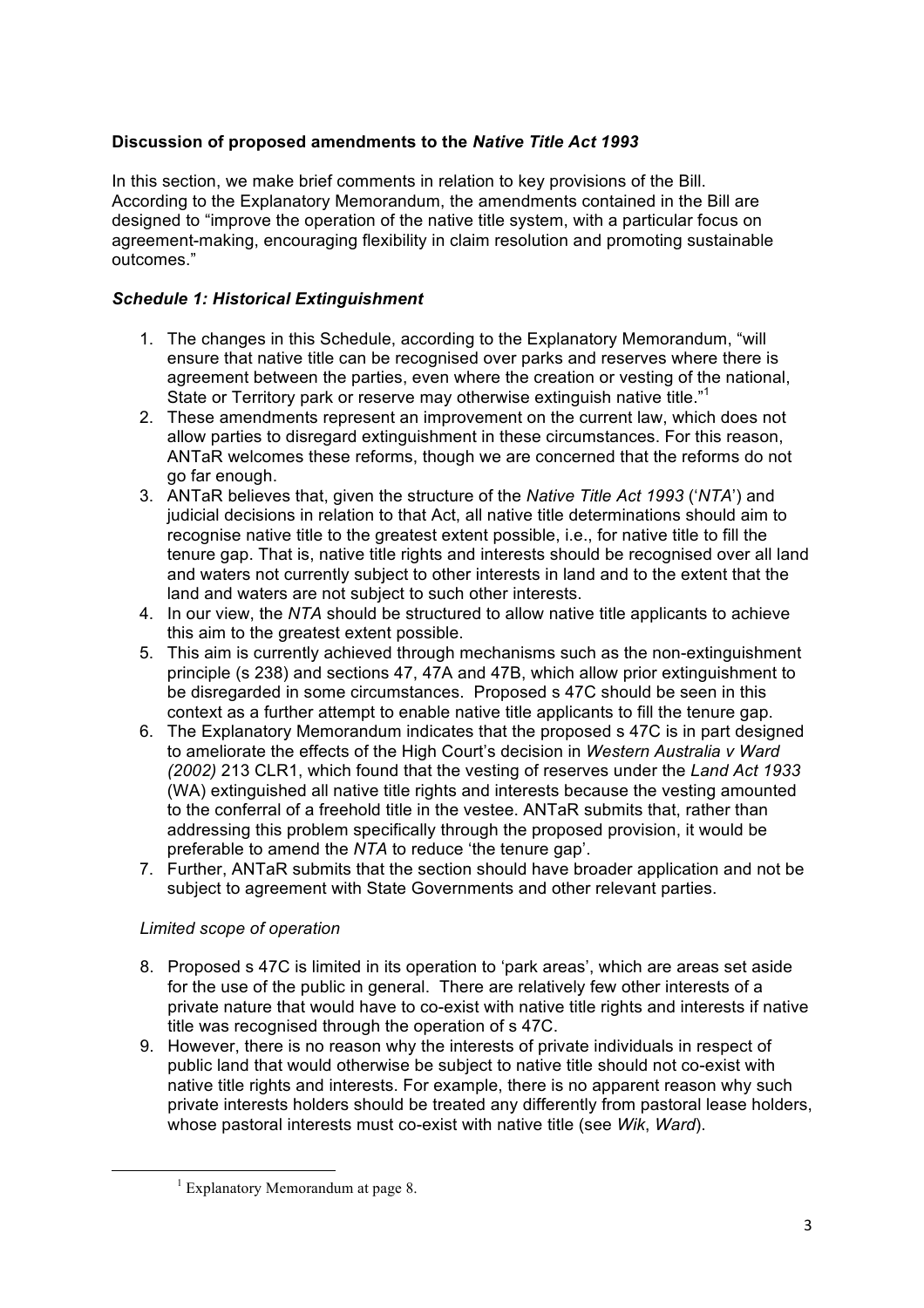**Discussion of proposed amendments to the *Native Title Act 1993***

In this section, we make brief comments in relation to key provisions of the Bill. According to the Explanatory Memorandum, the amendments contained in the Bill are designed to "improve the operation of the native title system, with a particular focus on agreement-making, encouraging flexibility in claim resolution and promoting sustainable outcomes."

***Schedule 1: Historical Extinguishment***

1. The changes in this Schedule, according to the Explanatory Memorandum, "will ensure that native title can be recognised over parks and reserves where there is agreement between the parties, even where the creation or vesting of the national, State or Territory park or reserve may otherwise extinguish native title."[1]
2. These amendments represent an improvement on the current law, which does not allow parties to disregard extinguishment in these circumstances. For this reason, ANTaR welcomes these reforms, though we are concerned that the reforms do not go far enough.
3. ANTaR believes that, given the structure of the *Native Title Act 1993* ('*NTA*') and judicial decisions in relation to that Act, all native title determinations should aim to recognise native title to the greatest extent possible, i.e., for native title to fill the tenure gap. That is, native title rights and interests should be recognised over all land and waters not currently subject to other interests in land and to the extent that the land and waters are not subject to such other interests.
4. In our view, the *NTA* should be structured to allow native title applicants to achieve this aim to the greatest extent possible.
5. This aim is currently achieved through mechanisms such as the non-extinguishment principle (s 238) and sections 47, 47A and 47B, which allow prior extinguishment to be disregarded in some circumstances. Proposed s 47C should be seen in this context as a further attempt to enable native title applicants to fill the tenure gap.
6. The Explanatory Memorandum indicates that the proposed s 47C is in part designed to ameliorate the effects of the High Court's decision in *Western Australia v Ward (2002)* 213 CLR1, which found that the vesting of reserves under the *Land Act 1933* (WA) extinguished all native title rights and interests because the vesting amounted to the conferral of a freehold title in the vestee. ANTaR submits that, rather than addressing this problem specifically through the proposed provision, it would be preferable to amend the *NTA* to reduce 'the tenure gap'.
7. Further, ANTaR submits that the section should have broader application and not be subject to agreement with State Governments and other relevant parties.

*Limited scope of operation*

8. Proposed s 47C is limited in its operation to 'park areas', which are areas set aside for the use of the public in general. There are relatively few other interests of a private nature that would have to co-exist with native title rights and interests if native title was recognised through the operation of s 47C.
9. However, there is no reason why the interests of private individuals in respect of public land that would otherwise be subject to native title should not co-exist with native title rights and interests. For example, there is no apparent reason why such private interests holders should be treated any differently from pastoral lease holders, whose pastoral interests must co-exist with native title (see *Wik*, *Ward*).

[1] Explanatory Memorandum at page 8.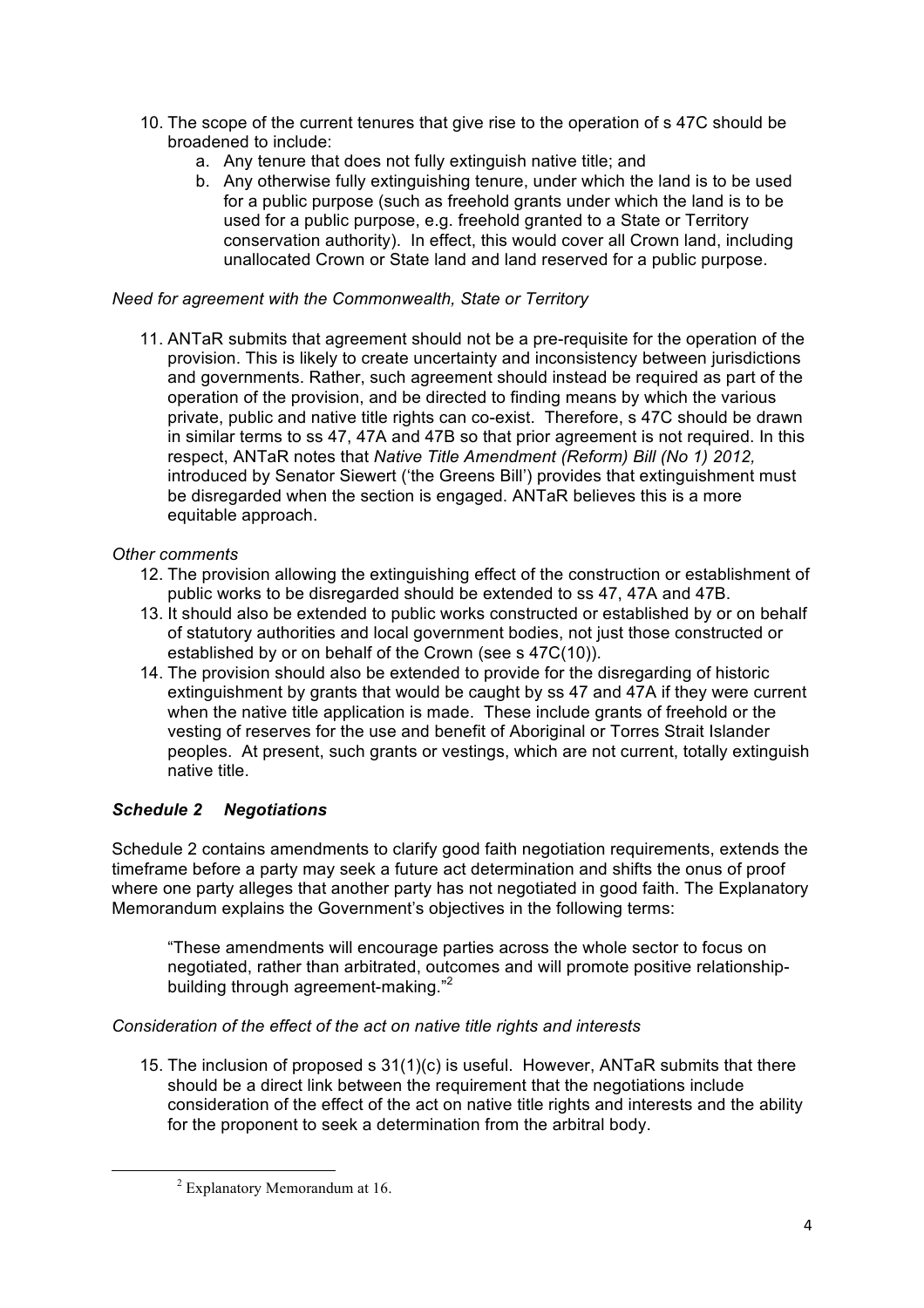10. The scope of the current tenures that give rise to the operation of s 47C should be broadened to include:
    a. Any tenure that does not fully extinguish native title; and
    b. Any otherwise fully extinguishing tenure, under which the land is to be used for a public purpose (such as freehold grants under which the land is to be used for a public purpose, e.g. freehold granted to a State or Territory conservation authority). In effect, this would cover all Crown land, including unallocated Crown or State land and land reserved for a public purpose.

*Need for agreement with the Commonwealth, State or Territory*

11. ANTaR submits that agreement should not be a pre-requisite for the operation of the provision. This is likely to create uncertainty and inconsistency between jurisdictions and governments. Rather, such agreement should instead be required as part of the operation of the provision, and be directed to finding means by which the various private, public and native title rights can co-exist. Therefore, s 47C should be drawn in similar terms to ss 47, 47A and 47B so that prior agreement is not required. In this respect, ANTaR notes that *Native Title Amendment (Reform) Bill (No 1) 2012,* introduced by Senator Siewert ('the Greens Bill') provides that extinguishment must be disregarded when the section is engaged. ANTaR believes this is a more equitable approach.

*Other comments*

12. The provision allowing the extinguishing effect of the construction or establishment of public works to be disregarded should be extended to ss 47, 47A and 47B.
13. It should also be extended to public works constructed or established by or on behalf of statutory authorities and local government bodies, not just those constructed or established by or on behalf of the Crown (see s 47C(10)).
14. The provision should also be extended to provide for the disregarding of historic extinguishment by grants that would be caught by ss 47 and 47A if they were current when the native title application is made. These include grants of freehold or the vesting of reserves for the use and benefit of Aboriginal or Torres Strait Islander peoples. At present, such grants or vestings, which are not current, totally extinguish native title.

### *Schedule 2 Negotiations*

Schedule 2 contains amendments to clarify good faith negotiation requirements, extends the timeframe before a party may seek a future act determination and shifts the onus of proof where one party alleges that another party has not negotiated in good faith. The Explanatory Memorandum explains the Government's objectives in the following terms:

> "These amendments will encourage parties across the whole sector to focus on negotiated, rather than arbitrated, outcomes and will promote positive relationship-building through agreement-making."[2]

*Consideration of the effect of the act on native title rights and interests*

15. The inclusion of proposed s 31(1)(c) is useful. However, ANTaR submits that there should be a direct link between the requirement that the negotiations include consideration of the effect of the act on native title rights and interests and the ability for the proponent to seek a determination from the arbitral body.

[2] Explanatory Memorandum at 16.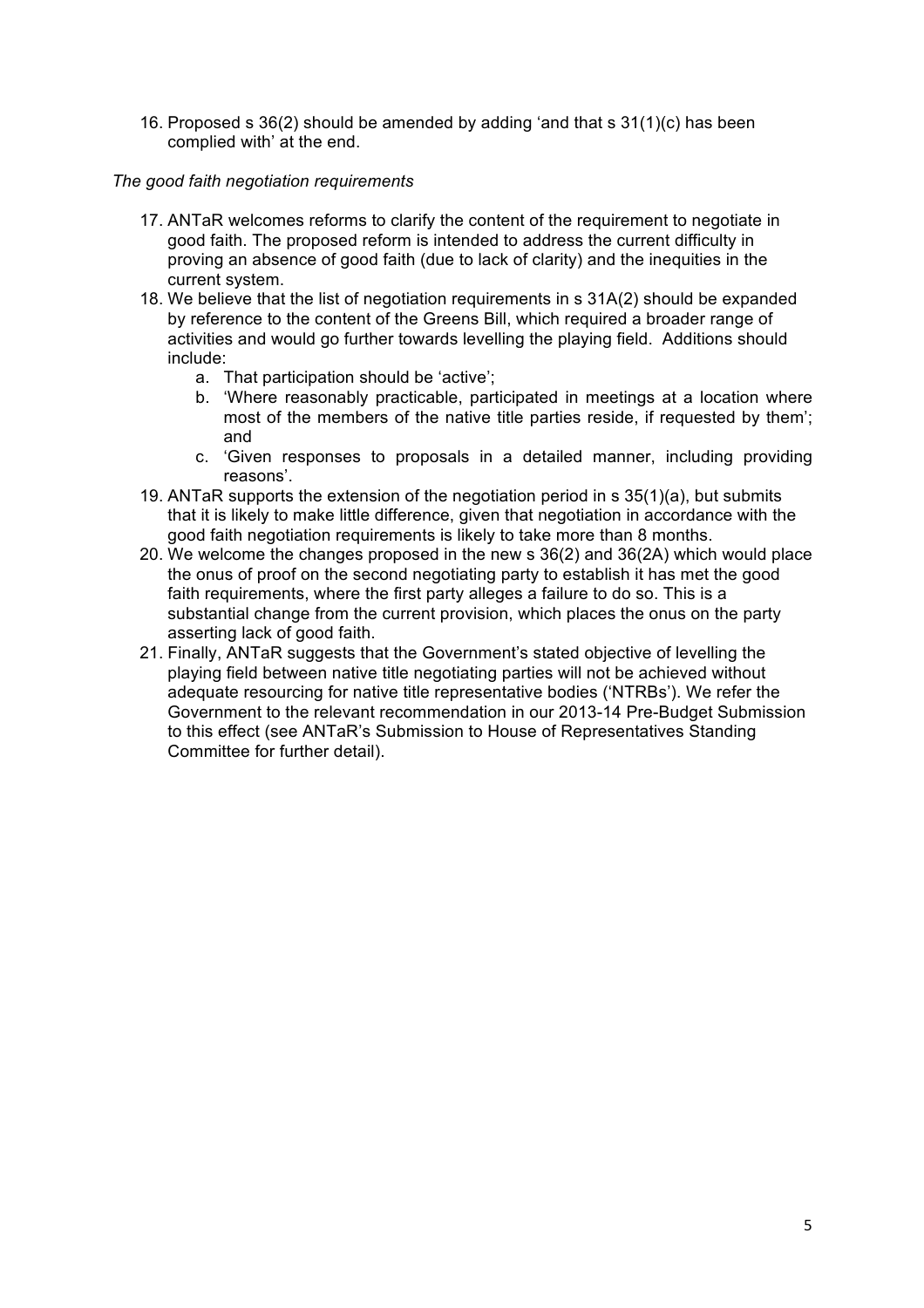16. Proposed s 36(2) should be amended by adding 'and that s 31(1)(c) has been complied with' at the end.

*The good faith negotiation requirements*

17. ANTaR welcomes reforms to clarify the content of the requirement to negotiate in good faith. The proposed reform is intended to address the current difficulty in proving an absence of good faith (due to lack of clarity) and the inequities in the current system.
18. We believe that the list of negotiation requirements in s 31A(2) should be expanded by reference to the content of the Greens Bill, which required a broader range of activities and would go further towards levelling the playing field. Additions should include:
    a. That participation should be 'active';
    b. 'Where reasonably practicable, participated in meetings at a location where most of the members of the native title parties reside, if requested by them'; and
    c. 'Given responses to proposals in a detailed manner, including providing reasons'.
19. ANTaR supports the extension of the negotiation period in s 35(1)(a), but submits that it is likely to make little difference, given that negotiation in accordance with the good faith negotiation requirements is likely to take more than 8 months.
20. We welcome the changes proposed in the new s 36(2) and 36(2A) which would place the onus of proof on the second negotiating party to establish it has met the good faith requirements, where the first party alleges a failure to do so. This is a substantial change from the current provision, which places the onus on the party asserting lack of good faith.
21. Finally, ANTaR suggests that the Government's stated objective of levelling the playing field between native title negotiating parties will not be achieved without adequate resourcing for native title representative bodies ('NTRBs'). We refer the Government to the relevant recommendation in our 2013-14 Pre-Budget Submission to this effect (see ANTaR's Submission to House of Representatives Standing Committee for further detail).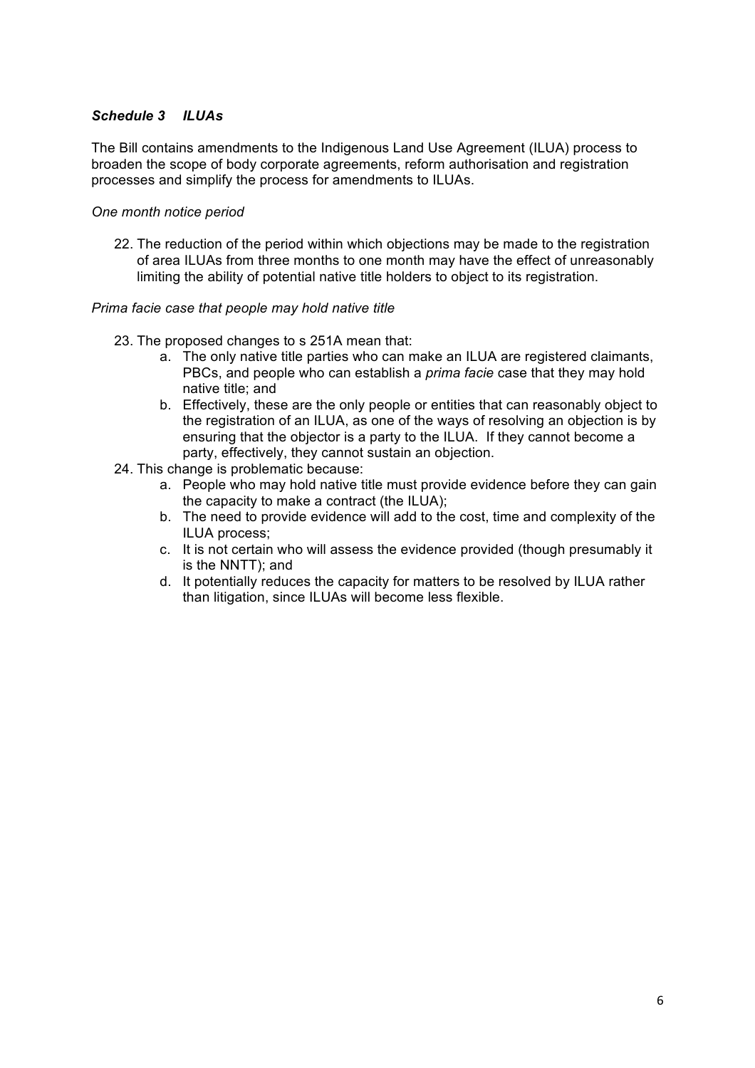### *Schedule 3 ILUAs*

The Bill contains amendments to the Indigenous Land Use Agreement (ILUA) process to broaden the scope of body corporate agreements, reform authorisation and registration processes and simplify the process for amendments to ILUAs.

*One month notice period*

22. The reduction of the period within which objections may be made to the registration of area ILUAs from three months to one month may have the effect of unreasonably limiting the ability of potential native title holders to object to its registration.

*Prima facie case that people may hold native title*

23. The proposed changes to s 251A mean that:
    a. The only native title parties who can make an ILUA are registered claimants, PBCs, and people who can establish a *prima facie* case that they may hold native title; and
    b. Effectively, these are the only people or entities that can reasonably object to the registration of an ILUA, as one of the ways of resolving an objection is by ensuring that the objector is a party to the ILUA. If they cannot become a party, effectively, they cannot sustain an objection.
24. This change is problematic because:
    a. People who may hold native title must provide evidence before they can gain the capacity to make a contract (the ILUA);
    b. The need to provide evidence will add to the cost, time and complexity of the ILUA process;
    c. It is not certain who will assess the evidence provided (though presumably it is the NNTT); and
    d. It potentially reduces the capacity for matters to be resolved by ILUA rather than litigation, since ILUAs will become less flexible.